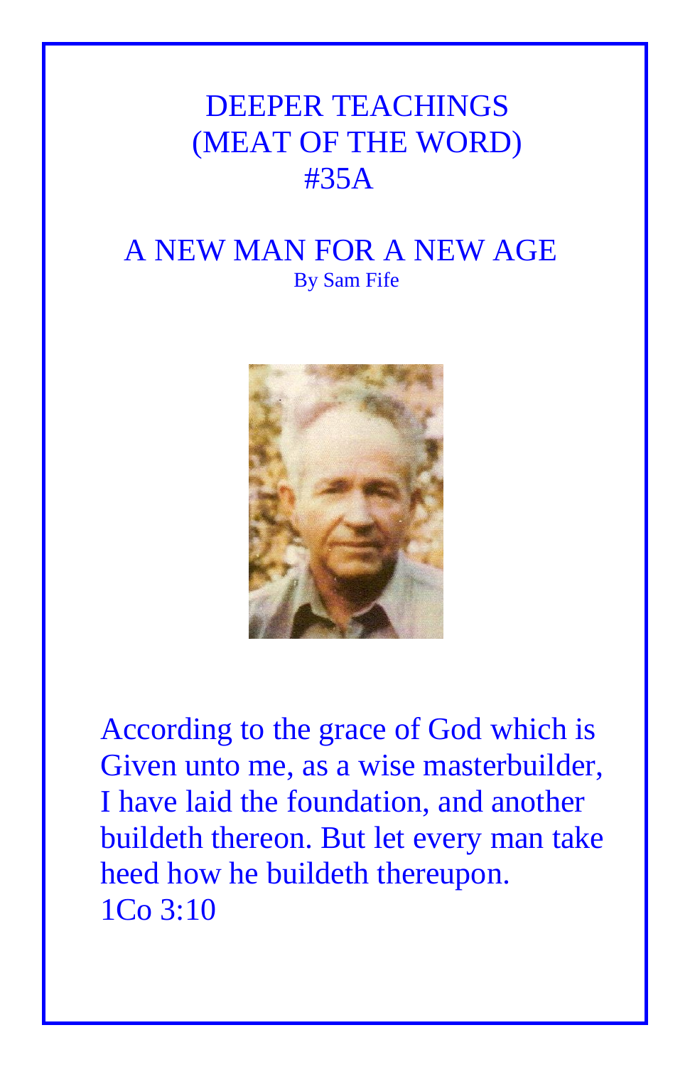# DEEPER TEACHINGS
# (MEAT OF THE WORD)
# #35A

## A NEW MAN FOR A NEW AGE

By Sam Fife

According to the grace of God which is Given unto me, as a wise masterbuilder, I have laid the foundation, and another buildeth thereon. But let every man take heed how he buildeth thereupon.
1Co 3:10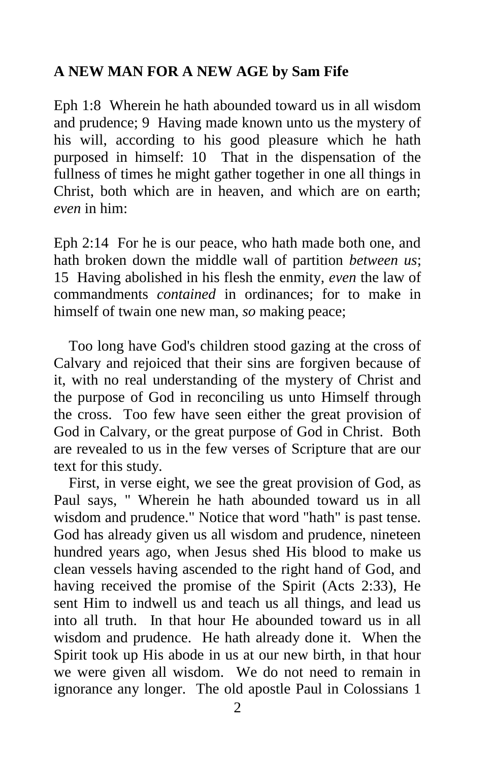**A NEW MAN FOR A NEW AGE by Sam Fife**

Eph 1:8 Wherein he hath abounded toward us in all wisdom and prudence; 9 Having made known unto us the mystery of his will, according to his good pleasure which he hath purposed in himself: 10 That in the dispensation of the fullness of times he might gather together in one all things in Christ, both which are in heaven, and which are on earth; *even* in him:

Eph 2:14 For he is our peace, who hath made both one, and hath broken down the middle wall of partition *between us*; 15 Having abolished in his flesh the enmity, *even* the law of commandments *contained* in ordinances; for to make in himself of twain one new man, *so* making peace;

Too long have God's children stood gazing at the cross of Calvary and rejoiced that their sins are forgiven because of it, with no real understanding of the mystery of Christ and the purpose of God in reconciling us unto Himself through the cross. Too few have seen either the great provision of God in Calvary, or the great purpose of God in Christ. Both are revealed to us in the few verses of Scripture that are our text for this study.

First, in verse eight, we see the great provision of God, as Paul says, " Wherein he hath abounded toward us in all wisdom and prudence." Notice that word "hath" is past tense. God has already given us all wisdom and prudence, nineteen hundred years ago, when Jesus shed His blood to make us clean vessels having ascended to the right hand of God, and having received the promise of the Spirit (Acts 2:33), He sent Him to indwell us and teach us all things, and lead us into all truth. In that hour He abounded toward us in all wisdom and prudence. He hath already done it. When the Spirit took up His abode in us at our new birth, in that hour we were given all wisdom. We do not need to remain in ignorance any longer. The old apostle Paul in Colossians 1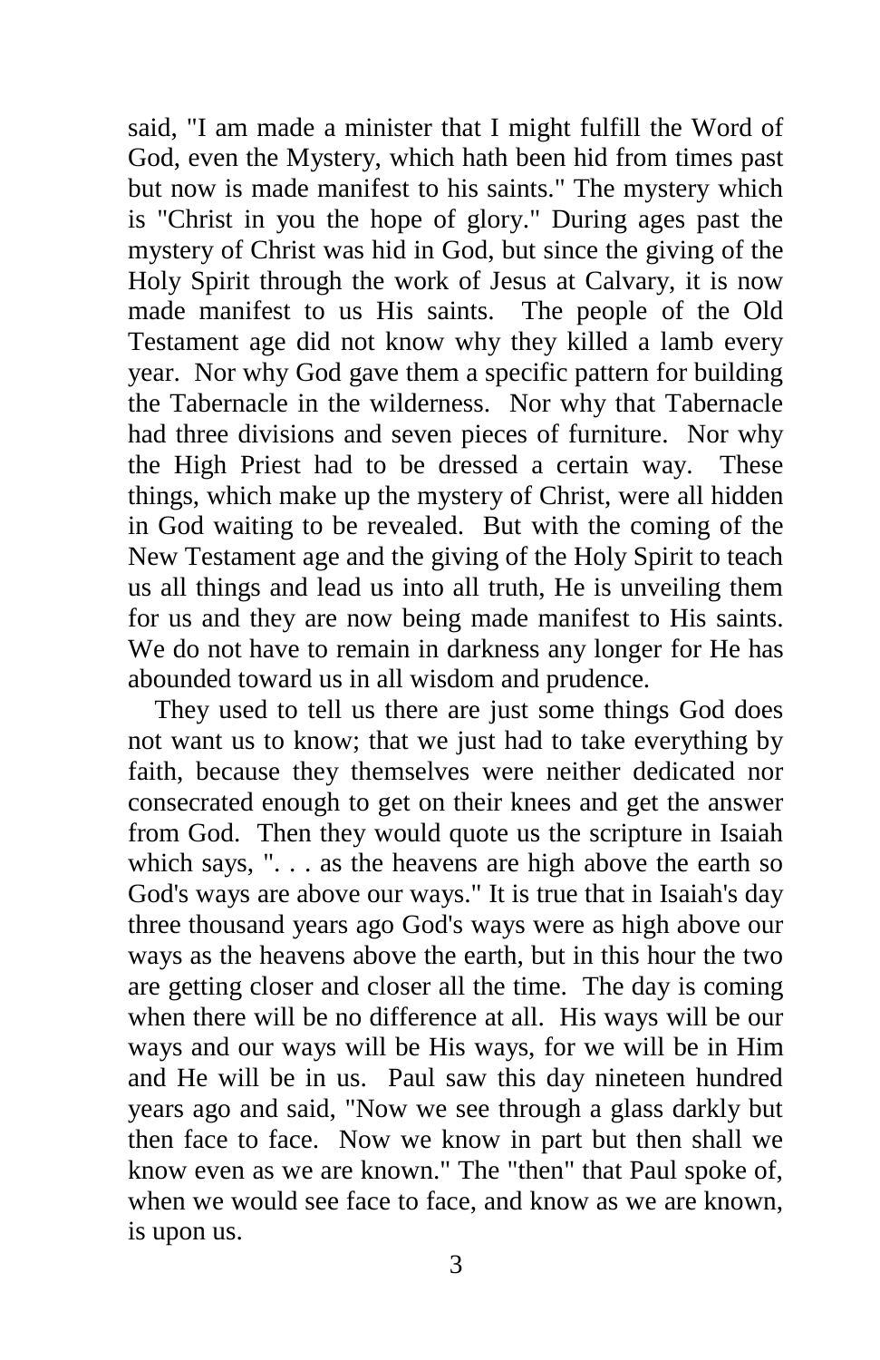said, "I am made a minister that I might fulfill the Word of God, even the Mystery, which hath been hid from times past but now is made manifest to his saints." The mystery which is "Christ in you the hope of glory." During ages past the mystery of Christ was hid in God, but since the giving of the Holy Spirit through the work of Jesus at Calvary, it is now made manifest to us His saints. The people of the Old Testament age did not know why they killed a lamb every year. Nor why God gave them a specific pattern for building the Tabernacle in the wilderness. Nor why that Tabernacle had three divisions and seven pieces of furniture. Nor why the High Priest had to be dressed a certain way. These things, which make up the mystery of Christ, were all hidden in God waiting to be revealed. But with the coming of the New Testament age and the giving of the Holy Spirit to teach us all things and lead us into all truth, He is unveiling them for us and they are now being made manifest to His saints. We do not have to remain in darkness any longer for He has abounded toward us in all wisdom and prudence.

They used to tell us there are just some things God does not want us to know; that we just had to take everything by faith, because they themselves were neither dedicated nor consecrated enough to get on their knees and get the answer from God. Then they would quote us the scripture in Isaiah which says, ". . . as the heavens are high above the earth so God's ways are above our ways." It is true that in Isaiah's day three thousand years ago God's ways were as high above our ways as the heavens above the earth, but in this hour the two are getting closer and closer all the time. The day is coming when there will be no difference at all. His ways will be our ways and our ways will be His ways, for we will be in Him and He will be in us. Paul saw this day nineteen hundred years ago and said, "Now we see through a glass darkly but then face to face. Now we know in part but then shall we know even as we are known." The "then" that Paul spoke of, when we would see face to face, and know as we are known, is upon us.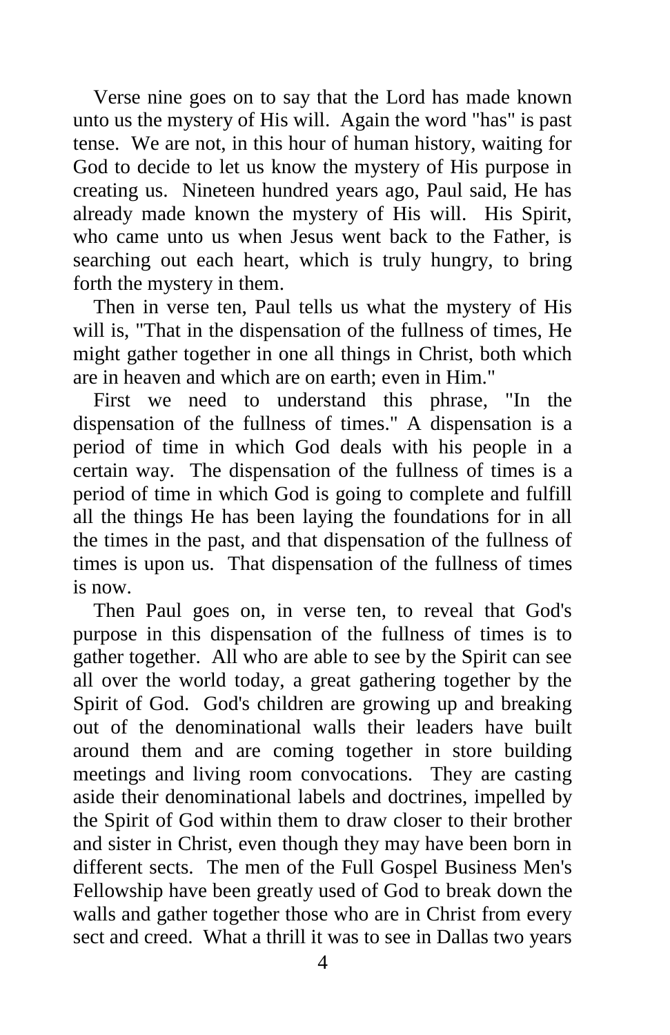Verse nine goes on to say that the Lord has made known unto us the mystery of His will. Again the word "has" is past tense. We are not, in this hour of human history, waiting for God to decide to let us know the mystery of His purpose in creating us. Nineteen hundred years ago, Paul said, He has already made known the mystery of His will. His Spirit, who came unto us when Jesus went back to the Father, is searching out each heart, which is truly hungry, to bring forth the mystery in them.

Then in verse ten, Paul tells us what the mystery of His will is, "That in the dispensation of the fullness of times, He might gather together in one all things in Christ, both which are in heaven and which are on earth; even in Him."

First we need to understand this phrase, "In the dispensation of the fullness of times." A dispensation is a period of time in which God deals with his people in a certain way. The dispensation of the fullness of times is a period of time in which God is going to complete and fulfill all the things He has been laying the foundations for in all the times in the past, and that dispensation of the fullness of times is upon us. That dispensation of the fullness of times is now.

Then Paul goes on, in verse ten, to reveal that God's purpose in this dispensation of the fullness of times is to gather together. All who are able to see by the Spirit can see all over the world today, a great gathering together by the Spirit of God. God's children are growing up and breaking out of the denominational walls their leaders have built around them and are coming together in store building meetings and living room convocations. They are casting aside their denominational labels and doctrines, impelled by the Spirit of God within them to draw closer to their brother and sister in Christ, even though they may have been born in different sects. The men of the Full Gospel Business Men's Fellowship have been greatly used of God to break down the walls and gather together those who are in Christ from every sect and creed. What a thrill it was to see in Dallas two years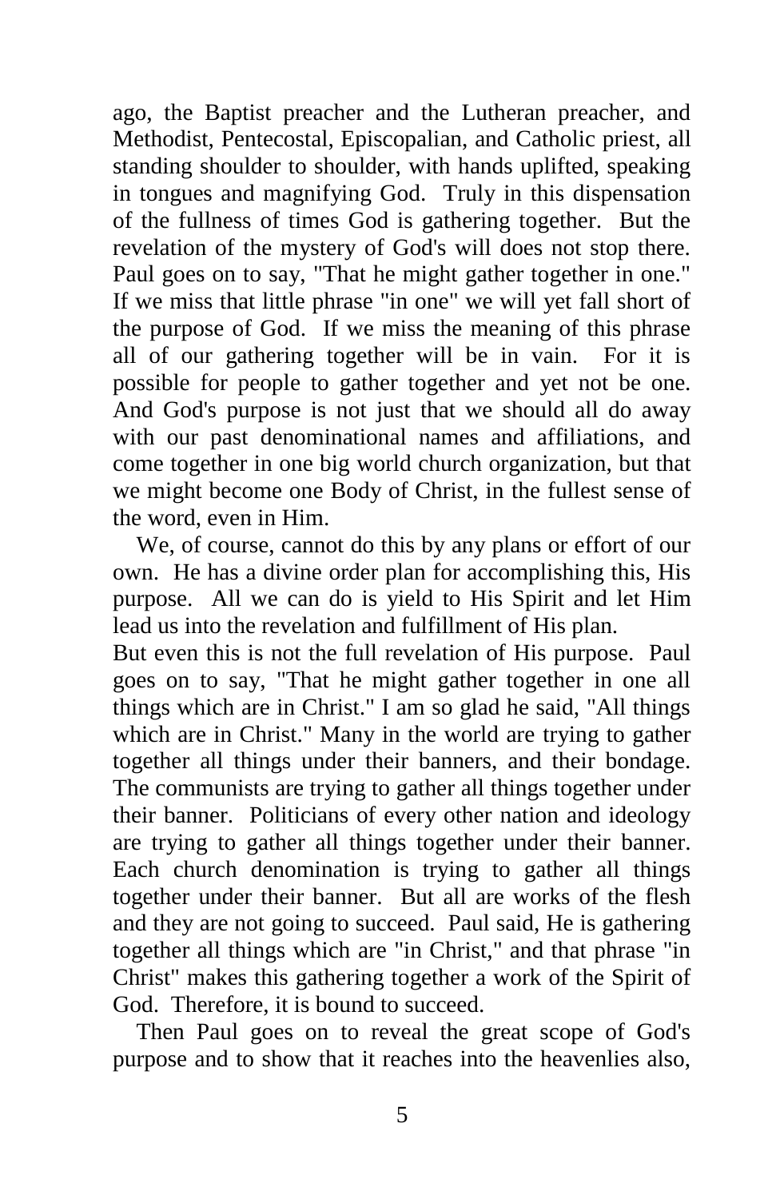ago, the Baptist preacher and the Lutheran preacher, and Methodist, Pentecostal, Episcopalian, and Catholic priest, all standing shoulder to shoulder, with hands uplifted, speaking in tongues and magnifying God. Truly in this dispensation of the fullness of times God is gathering together. But the revelation of the mystery of God's will does not stop there. Paul goes on to say, "That he might gather together in one." If we miss that little phrase "in one" we will yet fall short of the purpose of God. If we miss the meaning of this phrase all of our gathering together will be in vain. For it is possible for people to gather together and yet not be one. And God's purpose is not just that we should all do away with our past denominational names and affiliations, and come together in one big world church organization, but that we might become one Body of Christ, in the fullest sense of the word, even in Him.

We, of course, cannot do this by any plans or effort of our own. He has a divine order plan for accomplishing this, His purpose. All we can do is yield to His Spirit and let Him lead us into the revelation and fulfillment of His plan.

But even this is not the full revelation of His purpose. Paul goes on to say, "That he might gather together in one all things which are in Christ." I am so glad he said, "All things which are in Christ." Many in the world are trying to gather together all things under their banners, and their bondage. The communists are trying to gather all things together under their banner. Politicians of every other nation and ideology are trying to gather all things together under their banner. Each church denomination is trying to gather all things together under their banner. But all are works of the flesh and they are not going to succeed. Paul said, He is gathering together all things which are "in Christ," and that phrase "in Christ" makes this gathering together a work of the Spirit of God. Therefore, it is bound to succeed.

Then Paul goes on to reveal the great scope of God's purpose and to show that it reaches into the heavenlies also,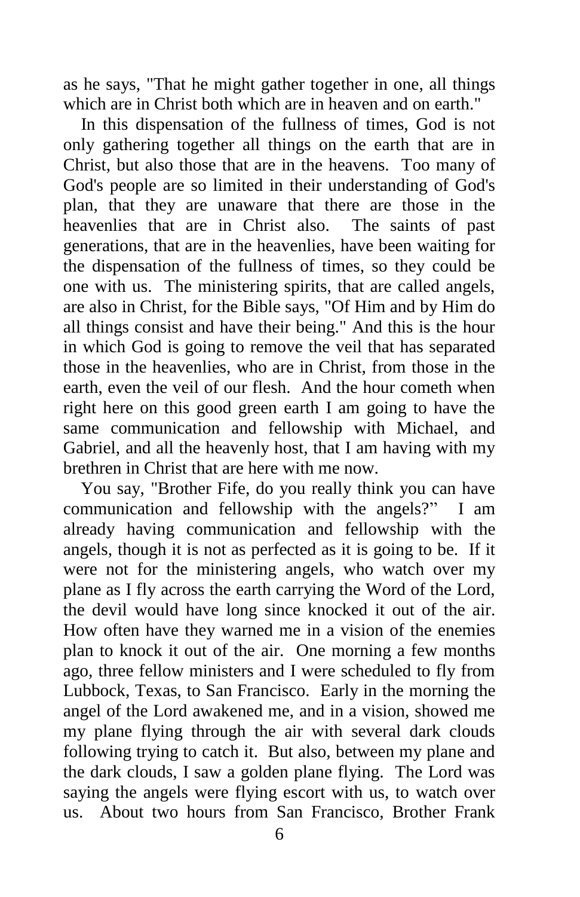as he says, "That he might gather together in one, all things which are in Christ both which are in heaven and on earth."

In this dispensation of the fullness of times, God is not only gathering together all things on the earth that are in Christ, but also those that are in the heavens. Too many of God's people are so limited in their understanding of God's plan, that they are unaware that there are those in the heavenlies that are in Christ also. The saints of past generations, that are in the heavenlies, have been waiting for the dispensation of the fullness of times, so they could be one with us. The ministering spirits, that are called angels, are also in Christ, for the Bible says, "Of Him and by Him do all things consist and have their being." And this is the hour in which God is going to remove the veil that has separated those in the heavenlies, who are in Christ, from those in the earth, even the veil of our flesh. And the hour cometh when right here on this good green earth I am going to have the same communication and fellowship with Michael, and Gabriel, and all the heavenly host, that I am having with my brethren in Christ that are here with me now.

You say, "Brother Fife, do you really think you can have communication and fellowship with the angels?" I am already having communication and fellowship with the angels, though it is not as perfected as it is going to be. If it were not for the ministering angels, who watch over my plane as I fly across the earth carrying the Word of the Lord, the devil would have long since knocked it out of the air. How often have they warned me in a vision of the enemies plan to knock it out of the air. One morning a few months ago, three fellow ministers and I were scheduled to fly from Lubbock, Texas, to San Francisco. Early in the morning the angel of the Lord awakened me, and in a vision, showed me my plane flying through the air with several dark clouds following trying to catch it. But also, between my plane and the dark clouds, I saw a golden plane flying. The Lord was saying the angels were flying escort with us, to watch over us. About two hours from San Francisco, Brother Frank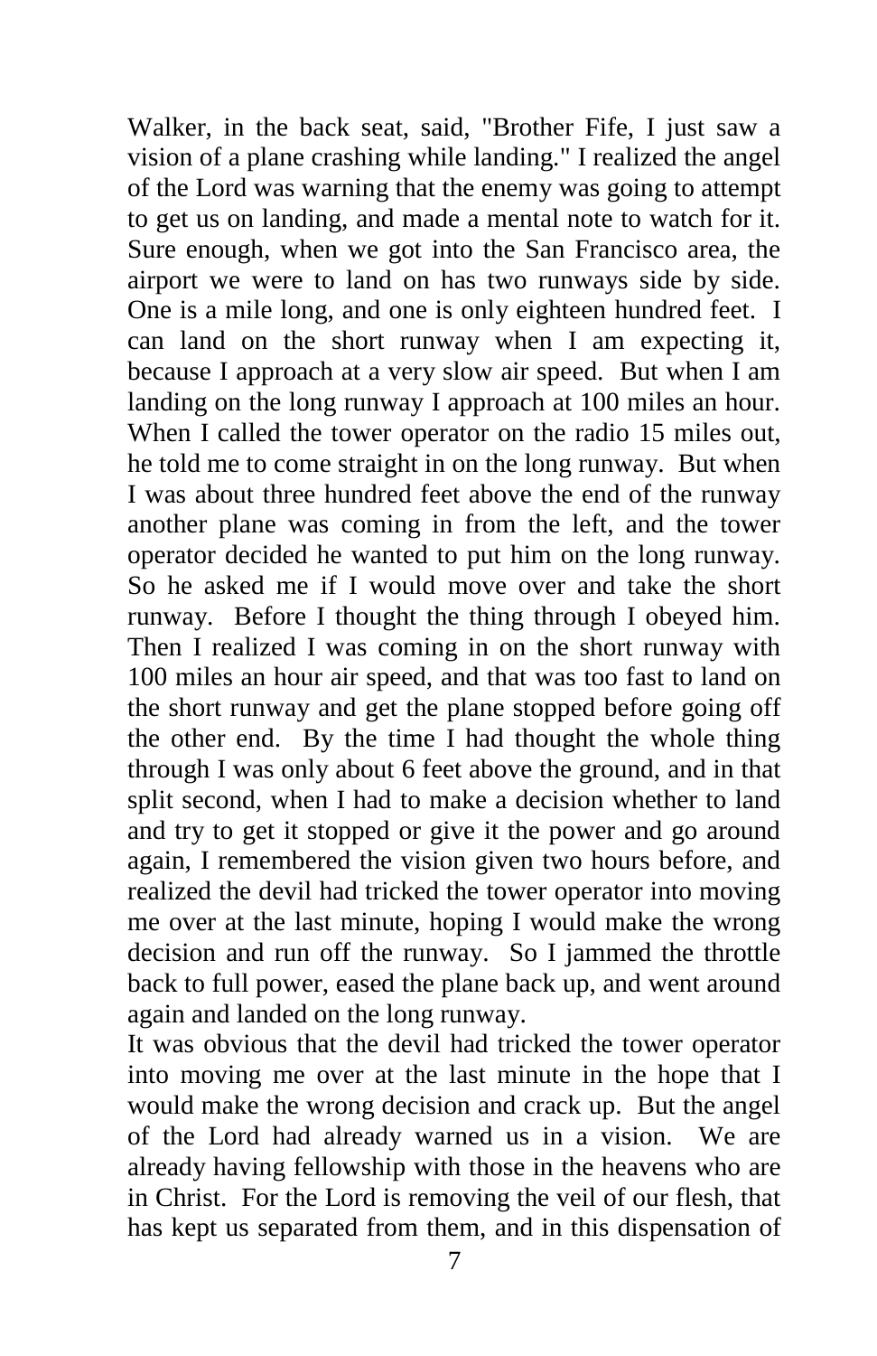Walker, in the back seat, said, "Brother Fife, I just saw a vision of a plane crashing while landing." I realized the angel of the Lord was warning that the enemy was going to attempt to get us on landing, and made a mental note to watch for it. Sure enough, when we got into the San Francisco area, the airport we were to land on has two runways side by side. One is a mile long, and one is only eighteen hundred feet. I can land on the short runway when I am expecting it, because I approach at a very slow air speed. But when I am landing on the long runway I approach at 100 miles an hour. When I called the tower operator on the radio 15 miles out, he told me to come straight in on the long runway. But when I was about three hundred feet above the end of the runway another plane was coming in from the left, and the tower operator decided he wanted to put him on the long runway. So he asked me if I would move over and take the short runway. Before I thought the thing through I obeyed him. Then I realized I was coming in on the short runway with 100 miles an hour air speed, and that was too fast to land on the short runway and get the plane stopped before going off the other end. By the time I had thought the whole thing through I was only about 6 feet above the ground, and in that split second, when I had to make a decision whether to land and try to get it stopped or give it the power and go around again, I remembered the vision given two hours before, and realized the devil had tricked the tower operator into moving me over at the last minute, hoping I would make the wrong decision and run off the runway. So I jammed the throttle back to full power, eased the plane back up, and went around again and landed on the long runway.

It was obvious that the devil had tricked the tower operator into moving me over at the last minute in the hope that I would make the wrong decision and crack up. But the angel of the Lord had already warned us in a vision. We are already having fellowship with those in the heavens who are in Christ. For the Lord is removing the veil of our flesh, that has kept us separated from them, and in this dispensation of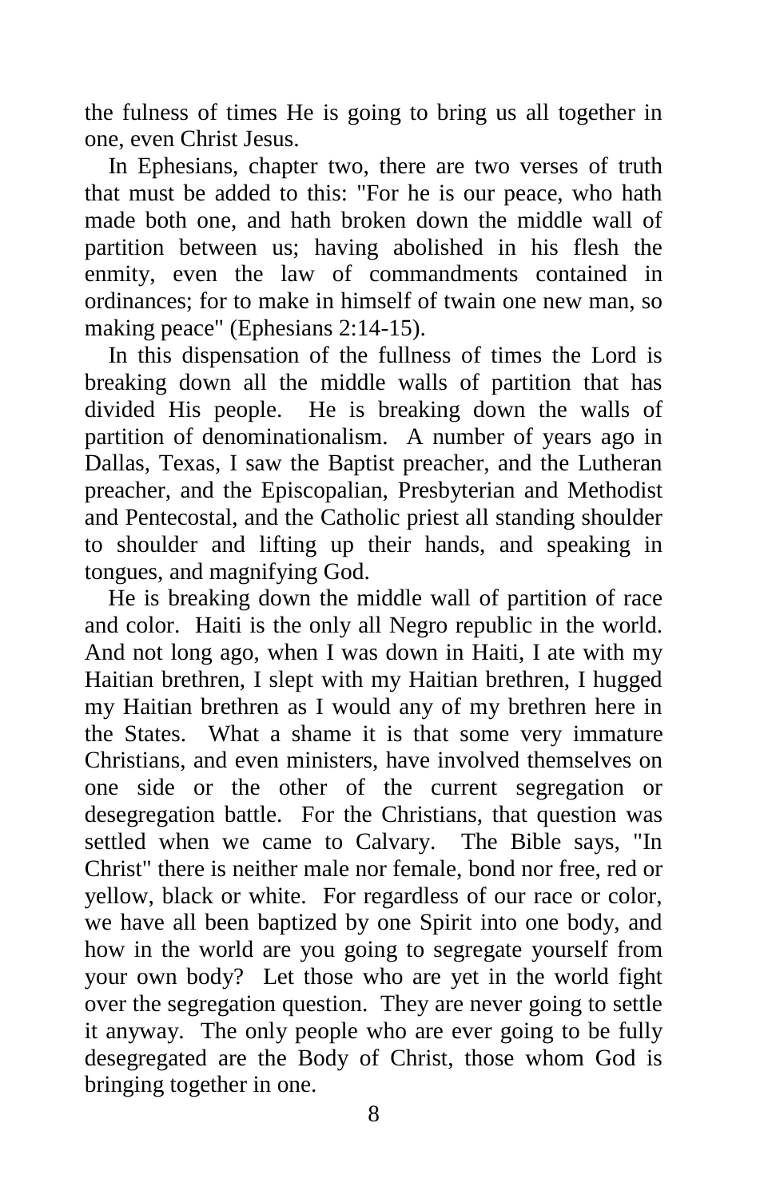the fulness of times He is going to bring us all together in one, even Christ Jesus.

In Ephesians, chapter two, there are two verses of truth that must be added to this: "For he is our peace, who hath made both one, and hath broken down the middle wall of partition between us; having abolished in his flesh the enmity, even the law of commandments contained in ordinances; for to make in himself of twain one new man, so making peace" (Ephesians 2:14-15).

In this dispensation of the fullness of times the Lord is breaking down all the middle walls of partition that has divided His people. He is breaking down the walls of partition of denominationalism. A number of years ago in Dallas, Texas, I saw the Baptist preacher, and the Lutheran preacher, and the Episcopalian, Presbyterian and Methodist and Pentecostal, and the Catholic priest all standing shoulder to shoulder and lifting up their hands, and speaking in tongues, and magnifying God.

He is breaking down the middle wall of partition of race and color. Haiti is the only all Negro republic in the world. And not long ago, when I was down in Haiti, I ate with my Haitian brethren, I slept with my Haitian brethren, I hugged my Haitian brethren as I would any of my brethren here in the States. What a shame it is that some very immature Christians, and even ministers, have involved themselves on one side or the other of the current segregation or desegregation battle. For the Christians, that question was settled when we came to Calvary. The Bible says, "In Christ" there is neither male nor female, bond nor free, red or yellow, black or white. For regardless of our race or color, we have all been baptized by one Spirit into one body, and how in the world are you going to segregate yourself from your own body? Let those who are yet in the world fight over the segregation question. They are never going to settle it anyway. The only people who are ever going to be fully desegregated are the Body of Christ, those whom God is bringing together in one.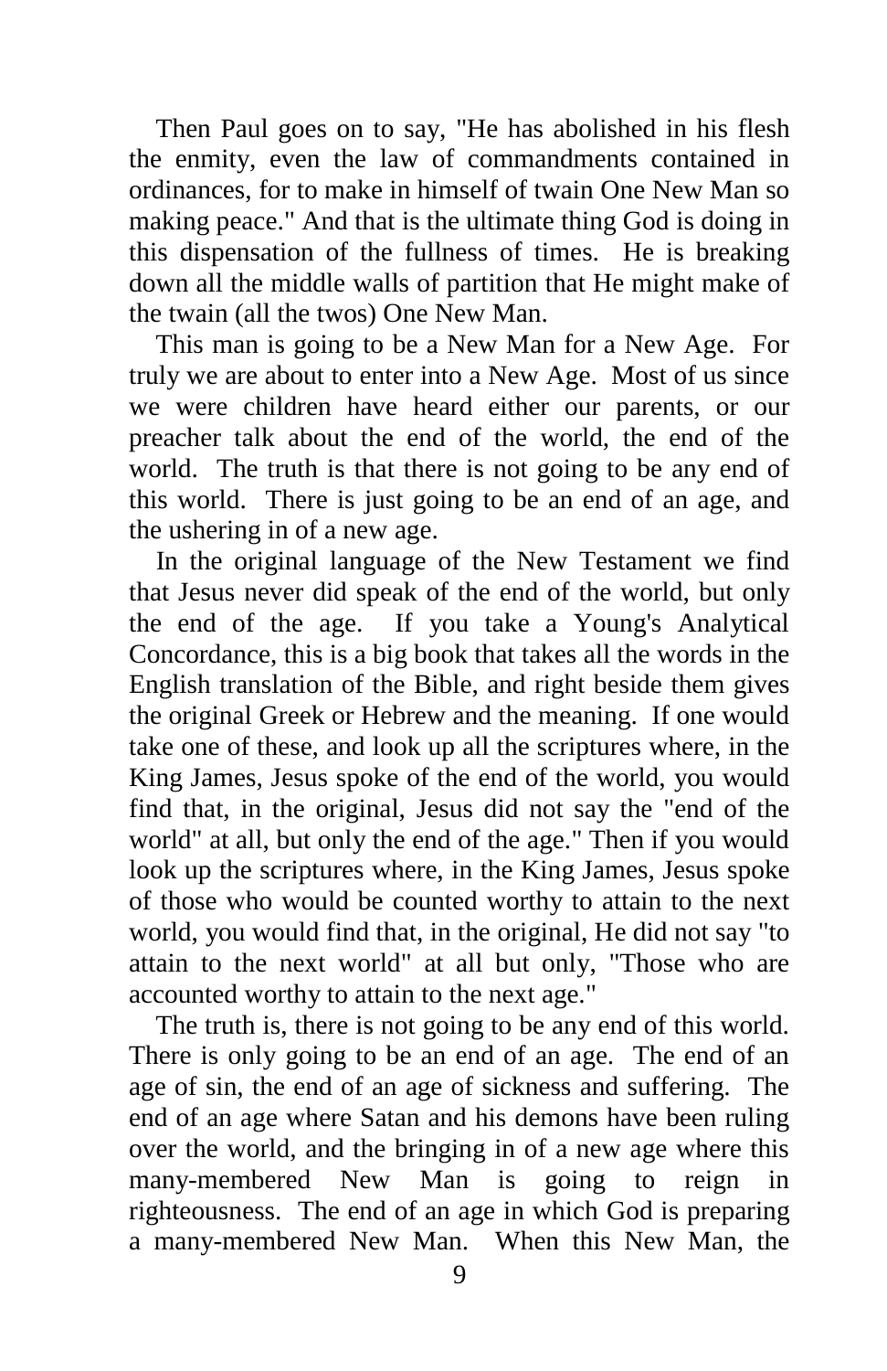Then Paul goes on to say, "He has abolished in his flesh the enmity, even the law of commandments contained in ordinances, for to make in himself of twain One New Man so making peace." And that is the ultimate thing God is doing in this dispensation of the fullness of times. He is breaking down all the middle walls of partition that He might make of the twain (all the twos) One New Man.

This man is going to be a New Man for a New Age. For truly we are about to enter into a New Age. Most of us since we were children have heard either our parents, or our preacher talk about the end of the world, the end of the world. The truth is that there is not going to be any end of this world. There is just going to be an end of an age, and the ushering in of a new age.

In the original language of the New Testament we find that Jesus never did speak of the end of the world, but only the end of the age. If you take a Young's Analytical Concordance, this is a big book that takes all the words in the English translation of the Bible, and right beside them gives the original Greek or Hebrew and the meaning. If one would take one of these, and look up all the scriptures where, in the King James, Jesus spoke of the end of the world, you would find that, in the original, Jesus did not say the "end of the world" at all, but only the end of the age." Then if you would look up the scriptures where, in the King James, Jesus spoke of those who would be counted worthy to attain to the next world, you would find that, in the original, He did not say "to attain to the next world" at all but only, "Those who are accounted worthy to attain to the next age."

The truth is, there is not going to be any end of this world. There is only going to be an end of an age. The end of an age of sin, the end of an age of sickness and suffering. The end of an age where Satan and his demons have been ruling over the world, and the bringing in of a new age where this many-membered New Man is going to reign in righteousness. The end of an age in which God is preparing a many-membered New Man. When this New Man, the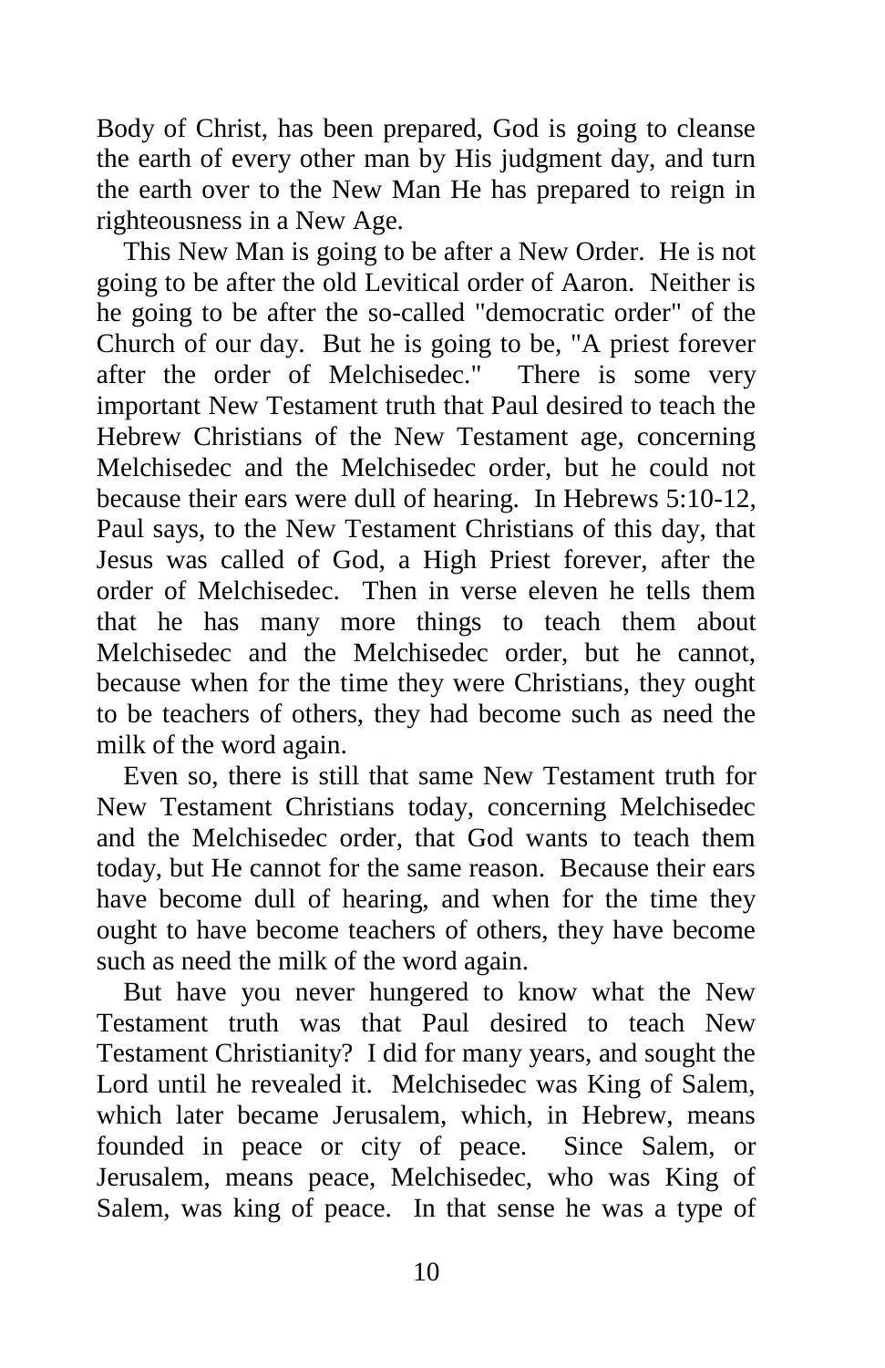Body of Christ, has been prepared, God is going to cleanse the earth of every other man by His judgment day, and turn the earth over to the New Man He has prepared to reign in righteousness in a New Age.

This New Man is going to be after a New Order. He is not going to be after the old Levitical order of Aaron. Neither is he going to be after the so-called "democratic order" of the Church of our day. But he is going to be, "A priest forever after the order of Melchisedec." There is some very important New Testament truth that Paul desired to teach the Hebrew Christians of the New Testament age, concerning Melchisedec and the Melchisedec order, but he could not because their ears were dull of hearing. In Hebrews 5:10-12, Paul says, to the New Testament Christians of this day, that Jesus was called of God, a High Priest forever, after the order of Melchisedec. Then in verse eleven he tells them that he has many more things to teach them about Melchisedec and the Melchisedec order, but he cannot, because when for the time they were Christians, they ought to be teachers of others, they had become such as need the milk of the word again.

Even so, there is still that same New Testament truth for New Testament Christians today, concerning Melchisedec and the Melchisedec order, that God wants to teach them today, but He cannot for the same reason. Because their ears have become dull of hearing, and when for the time they ought to have become teachers of others, they have become such as need the milk of the word again.

But have you never hungered to know what the New Testament truth was that Paul desired to teach New Testament Christianity? I did for many years, and sought the Lord until he revealed it. Melchisedec was King of Salem, which later became Jerusalem, which, in Hebrew, means founded in peace or city of peace. Since Salem, or Jerusalem, means peace, Melchisedec, who was King of Salem, was king of peace. In that sense he was a type of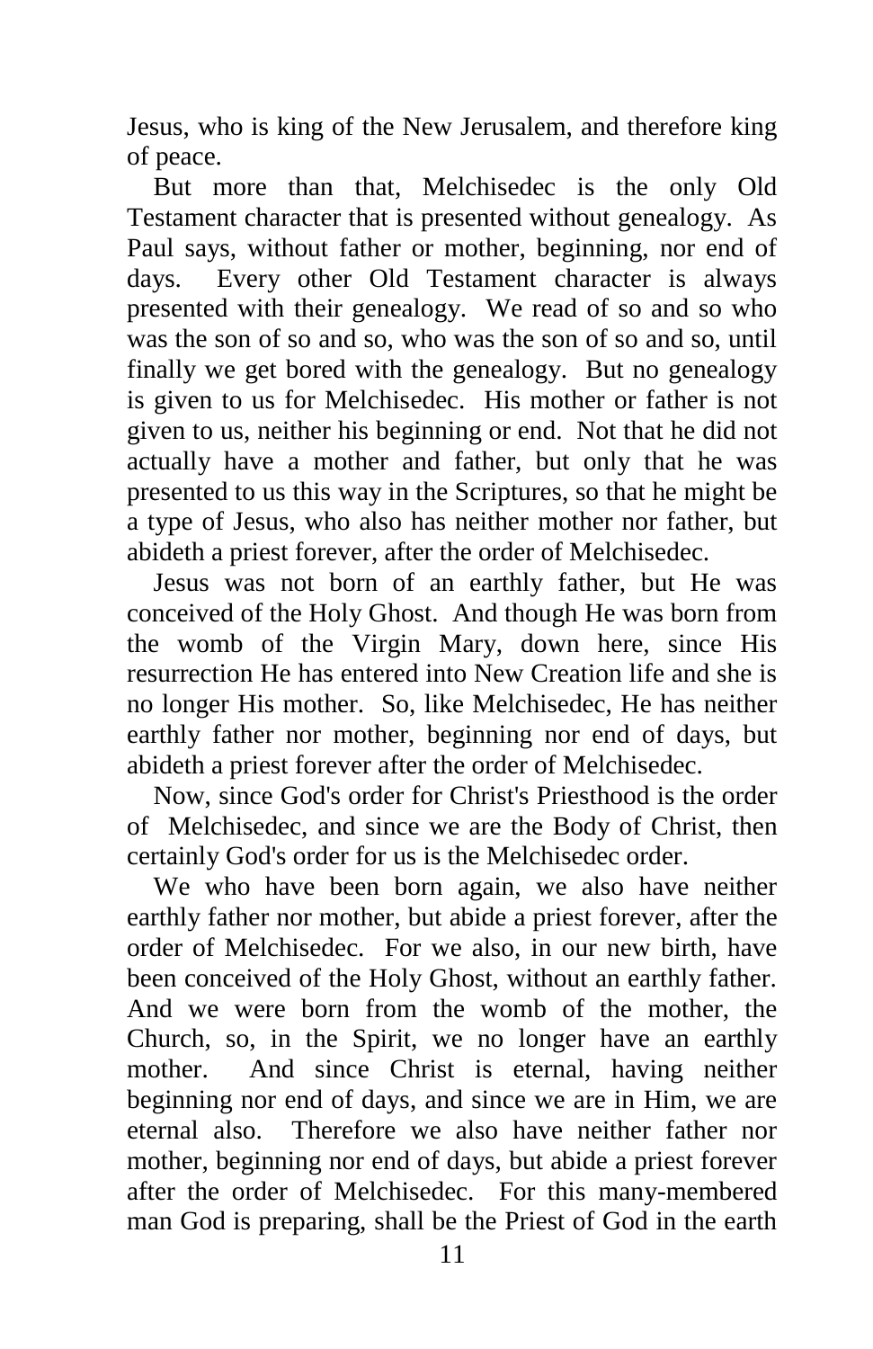Jesus, who is king of the New Jerusalem, and therefore king of peace.

But more than that, Melchisedec is the only Old Testament character that is presented without genealogy. As Paul says, without father or mother, beginning, nor end of days. Every other Old Testament character is always presented with their genealogy. We read of so and so who was the son of so and so, who was the son of so and so, until finally we get bored with the genealogy. But no genealogy is given to us for Melchisedec. His mother or father is not given to us, neither his beginning or end. Not that he did not actually have a mother and father, but only that he was presented to us this way in the Scriptures, so that he might be a type of Jesus, who also has neither mother nor father, but abideth a priest forever, after the order of Melchisedec.

Jesus was not born of an earthly father, but He was conceived of the Holy Ghost. And though He was born from the womb of the Virgin Mary, down here, since His resurrection He has entered into New Creation life and she is no longer His mother. So, like Melchisedec, He has neither earthly father nor mother, beginning nor end of days, but abideth a priest forever after the order of Melchisedec.

Now, since God's order for Christ's Priesthood is the order of Melchisedec, and since we are the Body of Christ, then certainly God's order for us is the Melchisedec order.

We who have been born again, we also have neither earthly father nor mother, but abide a priest forever, after the order of Melchisedec. For we also, in our new birth, have been conceived of the Holy Ghost, without an earthly father. And we were born from the womb of the mother, the Church, so, in the Spirit, we no longer have an earthly mother. And since Christ is eternal, having neither beginning nor end of days, and since we are in Him, we are eternal also. Therefore we also have neither father nor mother, beginning nor end of days, but abide a priest forever after the order of Melchisedec. For this many-membered man God is preparing, shall be the Priest of God in the earth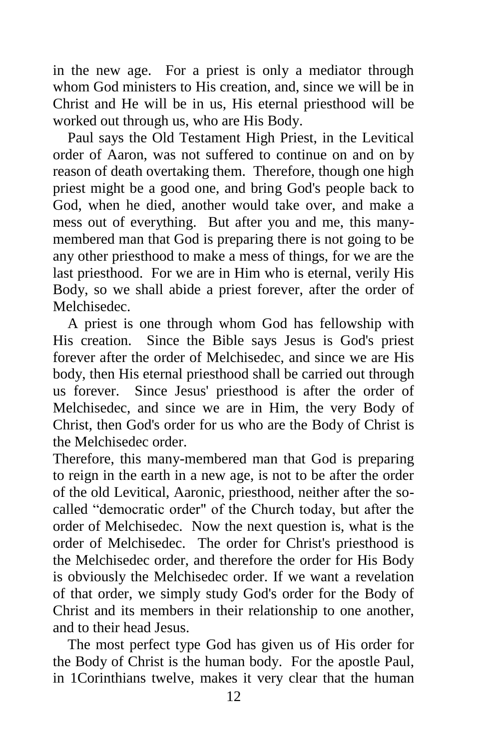in the new age. For a priest is only a mediator through whom God ministers to His creation, and, since we will be in Christ and He will be in us, His eternal priesthood will be worked out through us, who are His Body.

Paul says the Old Testament High Priest, in the Levitical order of Aaron, was not suffered to continue on and on by reason of death overtaking them. Therefore, though one high priest might be a good one, and bring God's people back to God, when he died, another would take over, and make a mess out of everything. But after you and me, this many-membered man that God is preparing there is not going to be any other priesthood to make a mess of things, for we are the last priesthood. For we are in Him who is eternal, verily His Body, so we shall abide a priest forever, after the order of Melchisedec.

A priest is one through whom God has fellowship with His creation. Since the Bible says Jesus is God's priest forever after the order of Melchisedec, and since we are His body, then His eternal priesthood shall be carried out through us forever. Since Jesus' priesthood is after the order of Melchisedec, and since we are in Him, the very Body of Christ, then God's order for us who are the Body of Christ is the Melchisedec order.

Therefore, this many-membered man that God is preparing to reign in the earth in a new age, is not to be after the order of the old Levitical, Aaronic, priesthood, neither after the so-called "democratic order" of the Church today, but after the order of Melchisedec. Now the next question is, what is the order of Melchisedec. The order for Christ's priesthood is the Melchisedec order, and therefore the order for His Body is obviously the Melchisedec order. If we want a revelation of that order, we simply study God's order for the Body of Christ and its members in their relationship to one another, and to their head Jesus.

The most perfect type God has given us of His order for the Body of Christ is the human body. For the apostle Paul, in 1Corinthians twelve, makes it very clear that the human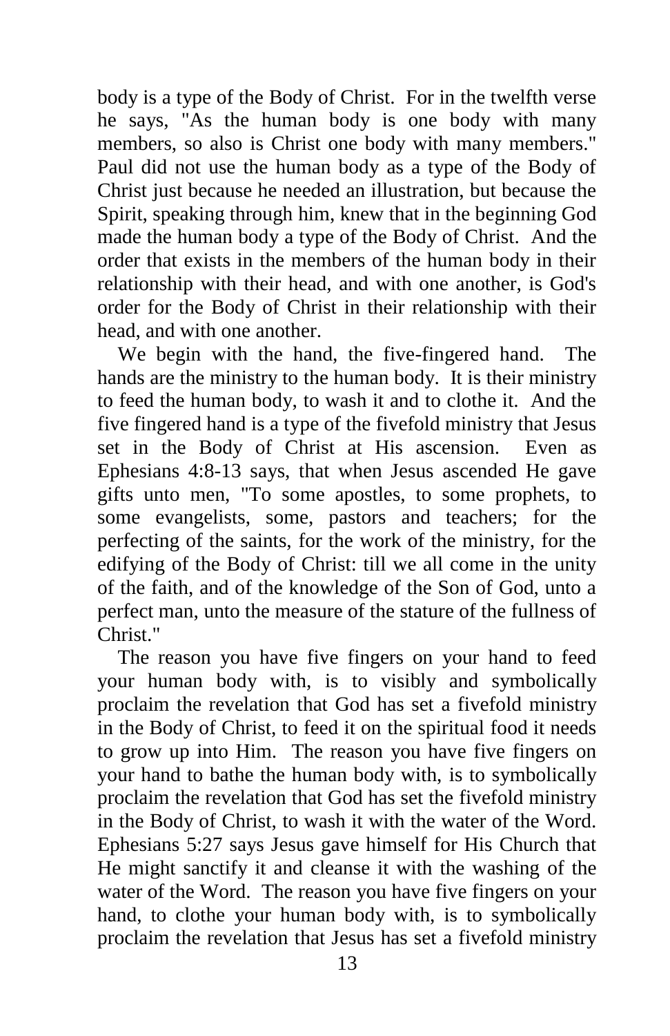body is a type of the Body of Christ. For in the twelfth verse he says, "As the human body is one body with many members, so also is Christ one body with many members." Paul did not use the human body as a type of the Body of Christ just because he needed an illustration, but because the Spirit, speaking through him, knew that in the beginning God made the human body a type of the Body of Christ. And the order that exists in the members of the human body in their relationship with their head, and with one another, is God's order for the Body of Christ in their relationship with their head, and with one another.

We begin with the hand, the five-fingered hand. The hands are the ministry to the human body. It is their ministry to feed the human body, to wash it and to clothe it. And the five fingered hand is a type of the fivefold ministry that Jesus set in the Body of Christ at His ascension. Even as Ephesians 4:8-13 says, that when Jesus ascended He gave gifts unto men, "To some apostles, to some prophets, to some evangelists, some, pastors and teachers; for the perfecting of the saints, for the work of the ministry, for the edifying of the Body of Christ: till we all come in the unity of the faith, and of the knowledge of the Son of God, unto a perfect man, unto the measure of the stature of the fullness of Christ."

The reason you have five fingers on your hand to feed your human body with, is to visibly and symbolically proclaim the revelation that God has set a fivefold ministry in the Body of Christ, to feed it on the spiritual food it needs to grow up into Him. The reason you have five fingers on your hand to bathe the human body with, is to symbolically proclaim the revelation that God has set the fivefold ministry in the Body of Christ, to wash it with the water of the Word. Ephesians 5:27 says Jesus gave himself for His Church that He might sanctify it and cleanse it with the washing of the water of the Word. The reason you have five fingers on your hand, to clothe your human body with, is to symbolically proclaim the revelation that Jesus has set a fivefold ministry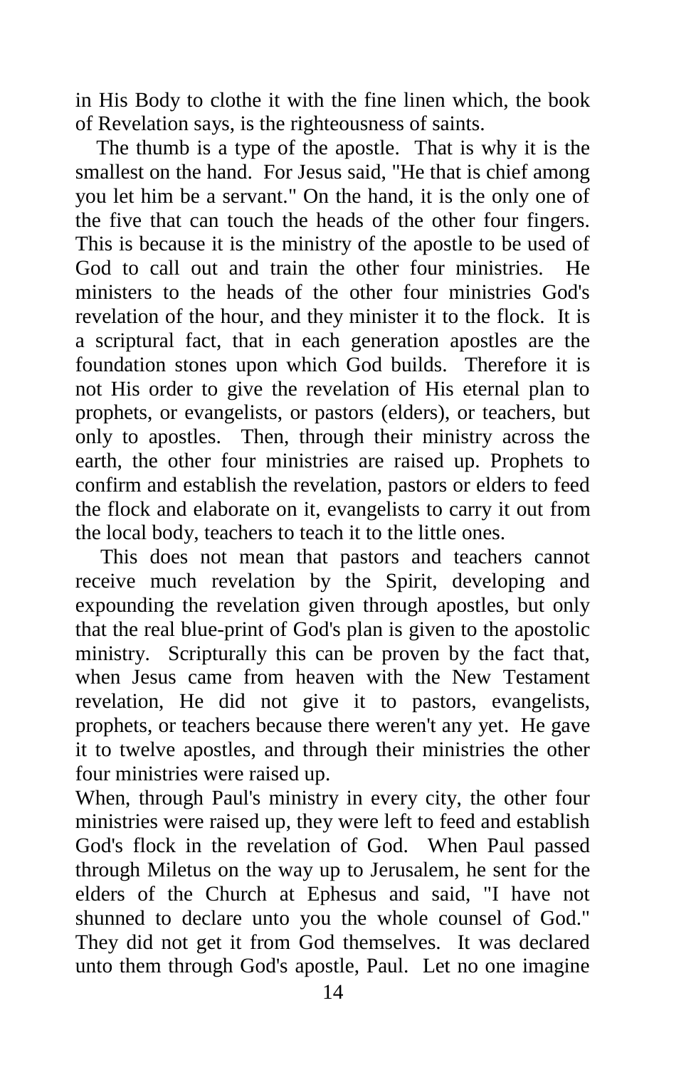in His Body to clothe it with the fine linen which, the book of Revelation says, is the righteousness of saints.

The thumb is a type of the apostle. That is why it is the smallest on the hand. For Jesus said, "He that is chief among you let him be a servant." On the hand, it is the only one of the five that can touch the heads of the other four fingers. This is because it is the ministry of the apostle to be used of God to call out and train the other four ministries. He ministers to the heads of the other four ministries God's revelation of the hour, and they minister it to the flock. It is a scriptural fact, that in each generation apostles are the foundation stones upon which God builds. Therefore it is not His order to give the revelation of His eternal plan to prophets, or evangelists, or pastors (elders), or teachers, but only to apostles. Then, through their ministry across the earth, the other four ministries are raised up. Prophets to confirm and establish the revelation, pastors or elders to feed the flock and elaborate on it, evangelists to carry it out from the local body, teachers to teach it to the little ones.

This does not mean that pastors and teachers cannot receive much revelation by the Spirit, developing and expounding the revelation given through apostles, but only that the real blue-print of God's plan is given to the apostolic ministry. Scripturally this can be proven by the fact that, when Jesus came from heaven with the New Testament revelation, He did not give it to pastors, evangelists, prophets, or teachers because there weren't any yet. He gave it to twelve apostles, and through their ministries the other four ministries were raised up.

When, through Paul's ministry in every city, the other four ministries were raised up, they were left to feed and establish God's flock in the revelation of God. When Paul passed through Miletus on the way up to Jerusalem, he sent for the elders of the Church at Ephesus and said, "I have not shunned to declare unto you the whole counsel of God." They did not get it from God themselves. It was declared unto them through God's apostle, Paul. Let no one imagine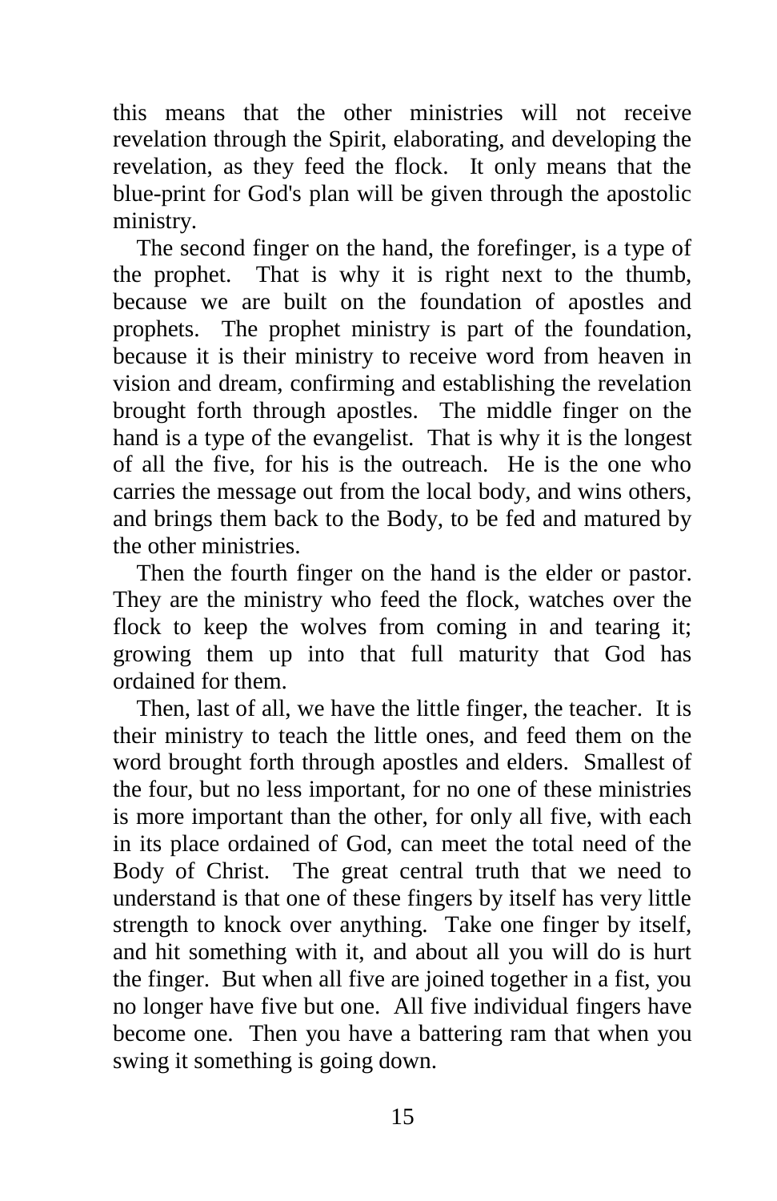this means that the other ministries will not receive revelation through the Spirit, elaborating, and developing the revelation, as they feed the flock. It only means that the blue-print for God's plan will be given through the apostolic ministry.

The second finger on the hand, the forefinger, is a type of the prophet. That is why it is right next to the thumb, because we are built on the foundation of apostles and prophets. The prophet ministry is part of the foundation, because it is their ministry to receive word from heaven in vision and dream, confirming and establishing the revelation brought forth through apostles. The middle finger on the hand is a type of the evangelist. That is why it is the longest of all the five, for his is the outreach. He is the one who carries the message out from the local body, and wins others, and brings them back to the Body, to be fed and matured by the other ministries.

Then the fourth finger on the hand is the elder or pastor. They are the ministry who feed the flock, watches over the flock to keep the wolves from coming in and tearing it; growing them up into that full maturity that God has ordained for them.

Then, last of all, we have the little finger, the teacher. It is their ministry to teach the little ones, and feed them on the word brought forth through apostles and elders. Smallest of the four, but no less important, for no one of these ministries is more important than the other, for only all five, with each in its place ordained of God, can meet the total need of the Body of Christ. The great central truth that we need to understand is that one of these fingers by itself has very little strength to knock over anything. Take one finger by itself, and hit something with it, and about all you will do is hurt the finger. But when all five are joined together in a fist, you no longer have five but one. All five individual fingers have become one. Then you have a battering ram that when you swing it something is going down.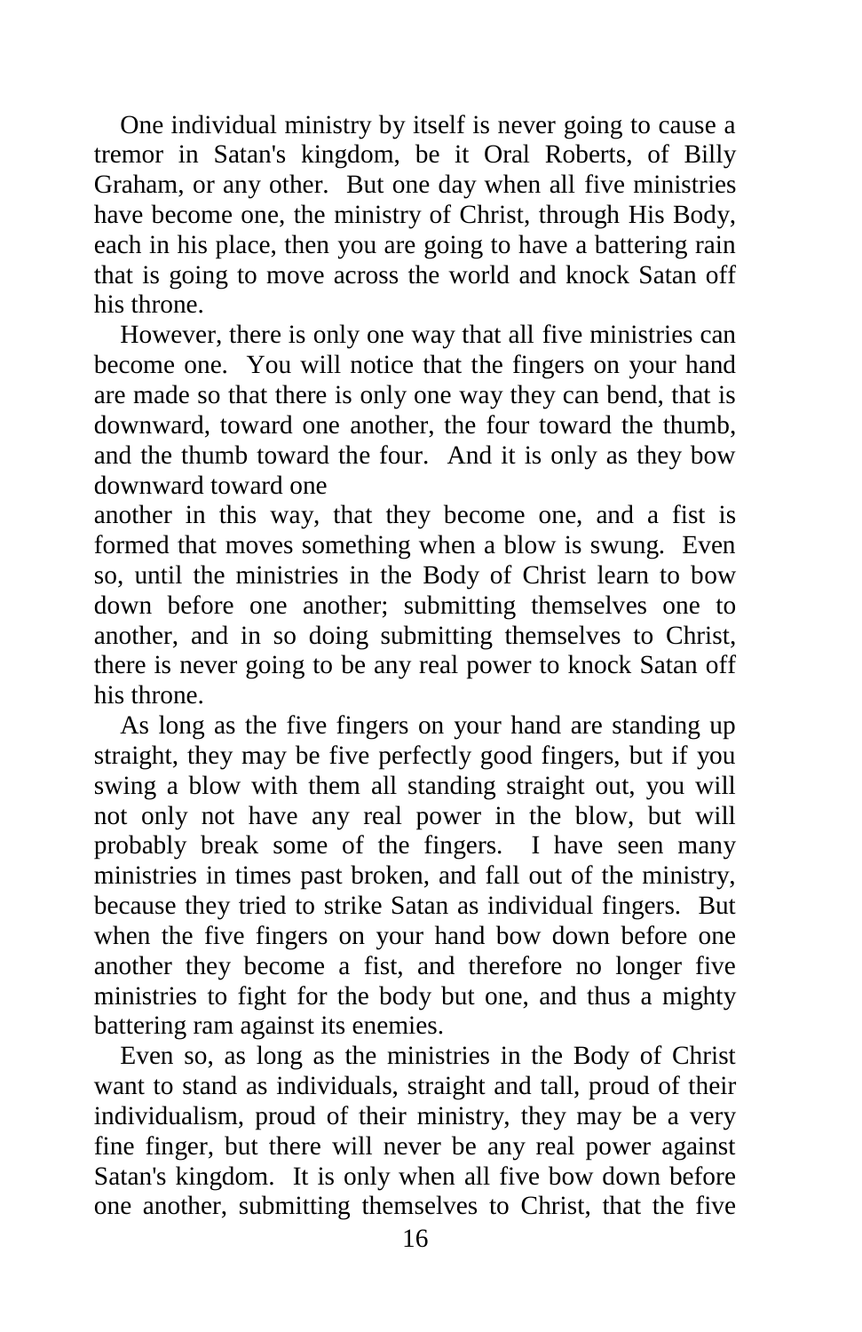One individual ministry by itself is never going to cause a tremor in Satan's kingdom, be it Oral Roberts, of Billy Graham, or any other. But one day when all five ministries have become one, the ministry of Christ, through His Body, each in his place, then you are going to have a battering rain that is going to move across the world and knock Satan off his throne.

However, there is only one way that all five ministries can become one. You will notice that the fingers on your hand are made so that there is only one way they can bend, that is downward, toward one another, the four toward the thumb, and the thumb toward the four. And it is only as they bow downward toward one another in this way, that they become one, and a fist is formed that moves something when a blow is swung. Even so, until the ministries in the Body of Christ learn to bow down before one another; submitting themselves one to another, and in so doing submitting themselves to Christ, there is never going to be any real power to knock Satan off his throne.

As long as the five fingers on your hand are standing up straight, they may be five perfectly good fingers, but if you swing a blow with them all standing straight out, you will not only not have any real power in the blow, but will probably break some of the fingers. I have seen many ministries in times past broken, and fall out of the ministry, because they tried to strike Satan as individual fingers. But when the five fingers on your hand bow down before one another they become a fist, and therefore no longer five ministries to fight for the body but one, and thus a mighty battering ram against its enemies.

Even so, as long as the ministries in the Body of Christ want to stand as individuals, straight and tall, proud of their individualism, proud of their ministry, they may be a very fine finger, but there will never be any real power against Satan's kingdom. It is only when all five bow down before one another, submitting themselves to Christ, that the five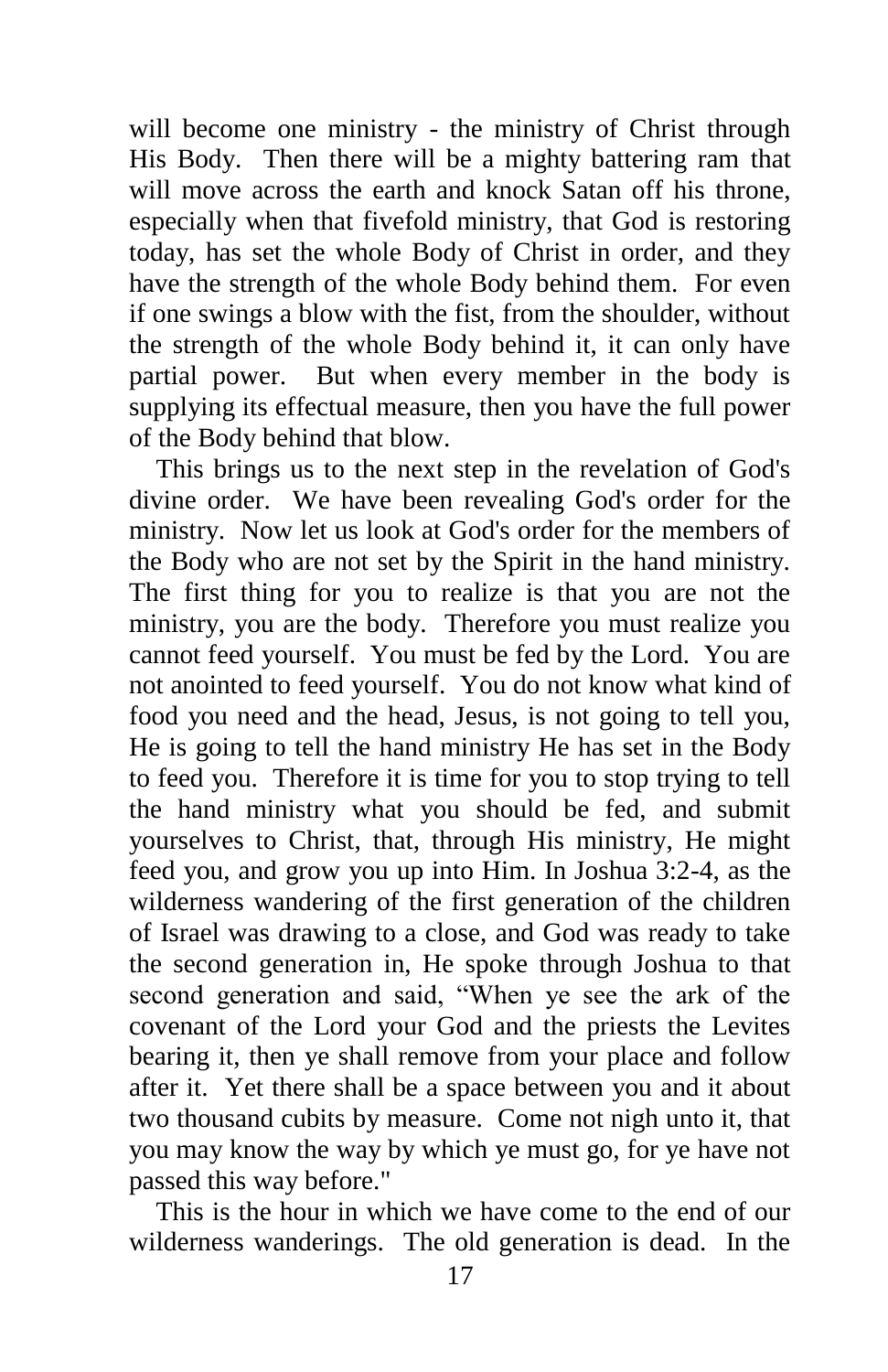will become one ministry - the ministry of Christ through His Body. Then there will be a mighty battering ram that will move across the earth and knock Satan off his throne, especially when that fivefold ministry, that God is restoring today, has set the whole Body of Christ in order, and they have the strength of the whole Body behind them. For even if one swings a blow with the fist, from the shoulder, without the strength of the whole Body behind it, it can only have partial power. But when every member in the body is supplying its effectual measure, then you have the full power of the Body behind that blow.

This brings us to the next step in the revelation of God's divine order. We have been revealing God's order for the ministry. Now let us look at God's order for the members of the Body who are not set by the Spirit in the hand ministry. The first thing for you to realize is that you are not the ministry, you are the body. Therefore you must realize you cannot feed yourself. You must be fed by the Lord. You are not anointed to feed yourself. You do not know what kind of food you need and the head, Jesus, is not going to tell you, He is going to tell the hand ministry He has set in the Body to feed you. Therefore it is time for you to stop trying to tell the hand ministry what you should be fed, and submit yourselves to Christ, that, through His ministry, He might feed you, and grow you up into Him. In Joshua 3:2-4, as the wilderness wandering of the first generation of the children of Israel was drawing to a close, and God was ready to take the second generation in, He spoke through Joshua to that second generation and said, "When ye see the ark of the covenant of the Lord your God and the priests the Levites bearing it, then ye shall remove from your place and follow after it. Yet there shall be a space between you and it about two thousand cubits by measure. Come not nigh unto it, that you may know the way by which ye must go, for ye have not passed this way before."

This is the hour in which we have come to the end of our wilderness wanderings. The old generation is dead. In the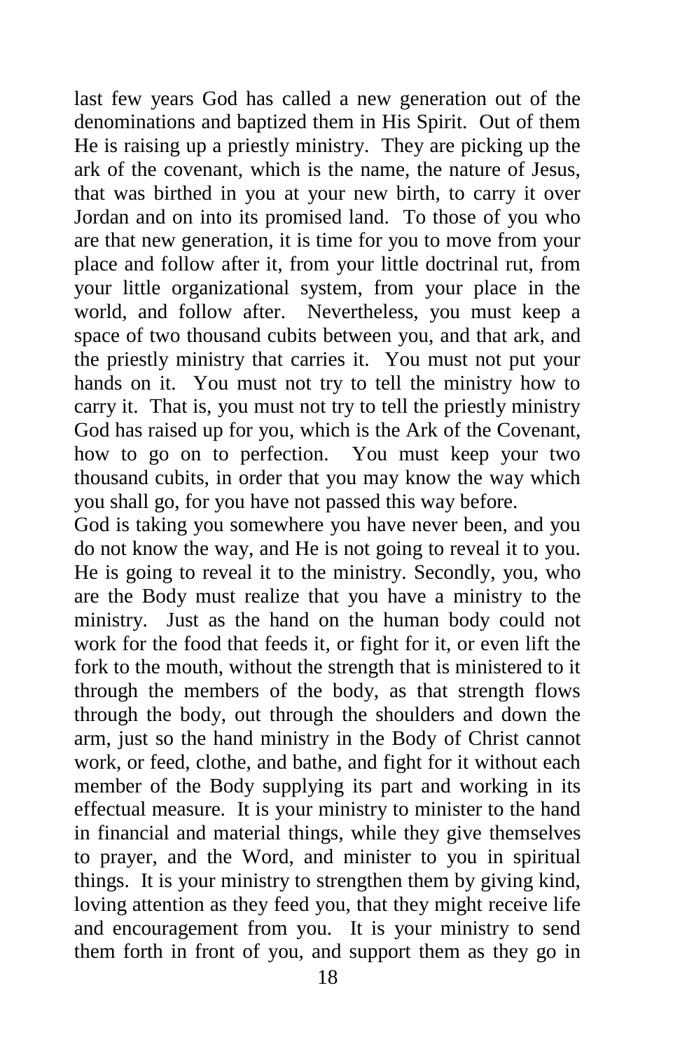last few years God has called a new generation out of the denominations and baptized them in His Spirit. Out of them He is raising up a priestly ministry. They are picking up the ark of the covenant, which is the name, the nature of Jesus, that was birthed in you at your new birth, to carry it over Jordan and on into its promised land. To those of you who are that new generation, it is time for you to move from your place and follow after it, from your little doctrinal rut, from your little organizational system, from your place in the world, and follow after. Nevertheless, you must keep a space of two thousand cubits between you, and that ark, and the priestly ministry that carries it. You must not put your hands on it. You must not try to tell the ministry how to carry it. That is, you must not try to tell the priestly ministry God has raised up for you, which is the Ark of the Covenant, how to go on to perfection. You must keep your two thousand cubits, in order that you may know the way which you shall go, for you have not passed this way before.

God is taking you somewhere you have never been, and you do not know the way, and He is not going to reveal it to you. He is going to reveal it to the ministry. Secondly, you, who are the Body must realize that you have a ministry to the ministry. Just as the hand on the human body could not work for the food that feeds it, or fight for it, or even lift the fork to the mouth, without the strength that is ministered to it through the members of the body, as that strength flows through the body, out through the shoulders and down the arm, just so the hand ministry in the Body of Christ cannot work, or feed, clothe, and bathe, and fight for it without each member of the Body supplying its part and working in its effectual measure. It is your ministry to minister to the hand in financial and material things, while they give themselves to prayer, and the Word, and minister to you in spiritual things. It is your ministry to strengthen them by giving kind, loving attention as they feed you, that they might receive life and encouragement from you. It is your ministry to send them forth in front of you, and support them as they go in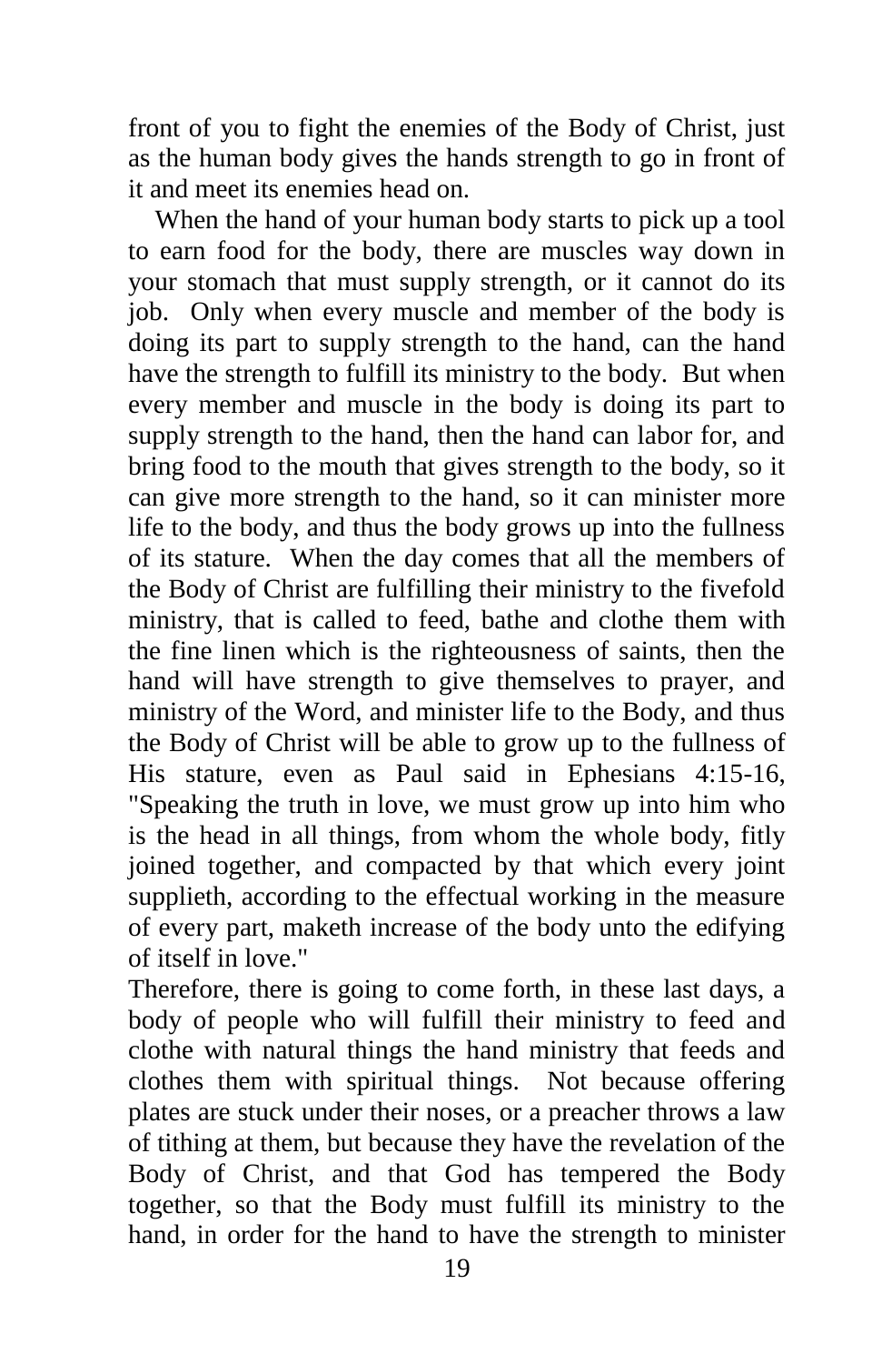front of you to fight the enemies of the Body of Christ, just as the human body gives the hands strength to go in front of it and meet its enemies head on.

When the hand of your human body starts to pick up a tool to earn food for the body, there are muscles way down in your stomach that must supply strength, or it cannot do its job. Only when every muscle and member of the body is doing its part to supply strength to the hand, can the hand have the strength to fulfill its ministry to the body. But when every member and muscle in the body is doing its part to supply strength to the hand, then the hand can labor for, and bring food to the mouth that gives strength to the body, so it can give more strength to the hand, so it can minister more life to the body, and thus the body grows up into the fullness of its stature. When the day comes that all the members of the Body of Christ are fulfilling their ministry to the fivefold ministry, that is called to feed, bathe and clothe them with the fine linen which is the righteousness of saints, then the hand will have strength to give themselves to prayer, and ministry of the Word, and minister life to the Body, and thus the Body of Christ will be able to grow up to the fullness of His stature, even as Paul said in Ephesians 4:15-16, "Speaking the truth in love, we must grow up into him who is the head in all things, from whom the whole body, fitly joined together, and compacted by that which every joint supplieth, according to the effectual working in the measure of every part, maketh increase of the body unto the edifying of itself in love."

Therefore, there is going to come forth, in these last days, a body of people who will fulfill their ministry to feed and clothe with natural things the hand ministry that feeds and clothes them with spiritual things. Not because offering plates are stuck under their noses, or a preacher throws a law of tithing at them, but because they have the revelation of the Body of Christ, and that God has tempered the Body together, so that the Body must fulfill its ministry to the hand, in order for the hand to have the strength to minister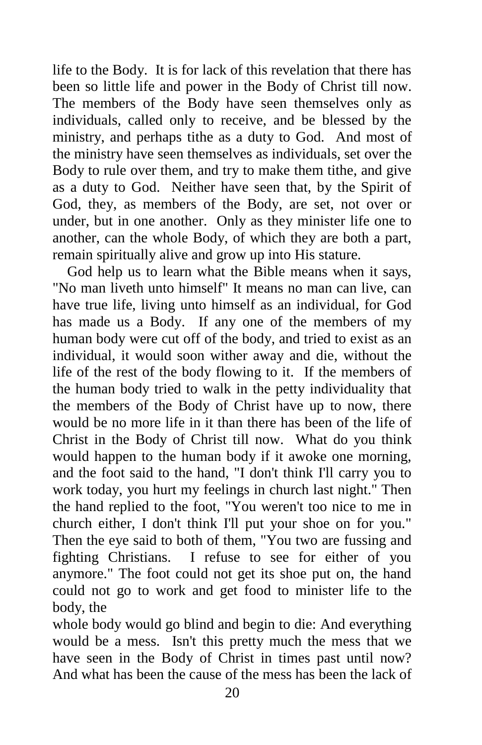life to the Body. It is for lack of this revelation that there has been so little life and power in the Body of Christ till now. The members of the Body have seen themselves only as individuals, called only to receive, and be blessed by the ministry, and perhaps tithe as a duty to God. And most of the ministry have seen themselves as individuals, set over the Body to rule over them, and try to make them tithe, and give as a duty to God. Neither have seen that, by the Spirit of God, they, as members of the Body, are set, not over or under, but in one another. Only as they minister life one to another, can the whole Body, of which they are both a part, remain spiritually alive and grow up into His stature.

God help us to learn what the Bible means when it says, "No man liveth unto himself" It means no man can live, can have true life, living unto himself as an individual, for God has made us a Body. If any one of the members of my human body were cut off of the body, and tried to exist as an individual, it would soon wither away and die, without the life of the rest of the body flowing to it. If the members of the human body tried to walk in the petty individuality that the members of the Body of Christ have up to now, there would be no more life in it than there has been of the life of Christ in the Body of Christ till now. What do you think would happen to the human body if it awoke one morning, and the foot said to the hand, "I don't think I'll carry you to work today, you hurt my feelings in church last night." Then the hand replied to the foot, "You weren't too nice to me in church either, I don't think I'll put your shoe on for you." Then the eye said to both of them, "You two are fussing and fighting Christians. I refuse to see for either of you anymore." The foot could not get its shoe put on, the hand could not go to work and get food to minister life to the body, the whole body would go blind and begin to die: And everything would be a mess. Isn't this pretty much the mess that we have seen in the Body of Christ in times past until now? And what has been the cause of the mess has been the lack of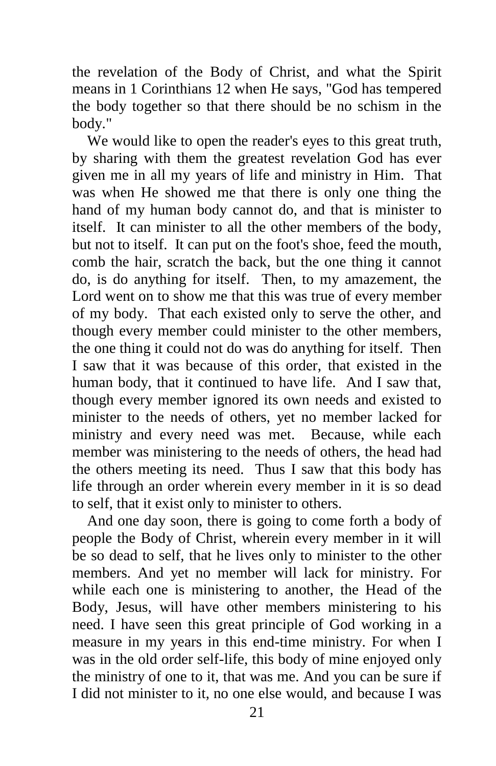the revelation of the Body of Christ, and what the Spirit means in 1 Corinthians 12 when He says, "God has tempered the body together so that there should be no schism in the body."

We would like to open the reader's eyes to this great truth, by sharing with them the greatest revelation God has ever given me in all my years of life and ministry in Him. That was when He showed me that there is only one thing the hand of my human body cannot do, and that is minister to itself. It can minister to all the other members of the body, but not to itself. It can put on the foot's shoe, feed the mouth, comb the hair, scratch the back, but the one thing it cannot do, is do anything for itself. Then, to my amazement, the Lord went on to show me that this was true of every member of my body. That each existed only to serve the other, and though every member could minister to the other members, the one thing it could not do was do anything for itself. Then I saw that it was because of this order, that existed in the human body, that it continued to have life. And I saw that, though every member ignored its own needs and existed to minister to the needs of others, yet no member lacked for ministry and every need was met. Because, while each member was ministering to the needs of others, the head had the others meeting its need. Thus I saw that this body has life through an order wherein every member in it is so dead to self, that it exist only to minister to others.

And one day soon, there is going to come forth a body of people the Body of Christ, wherein every member in it will be so dead to self, that he lives only to minister to the other members. And yet no member will lack for ministry. For while each one is ministering to another, the Head of the Body, Jesus, will have other members ministering to his need. I have seen this great principle of God working in a measure in my years in this end-time ministry. For when I was in the old order self-life, this body of mine enjoyed only the ministry of one to it, that was me. And you can be sure if I did not minister to it, no one else would, and because I was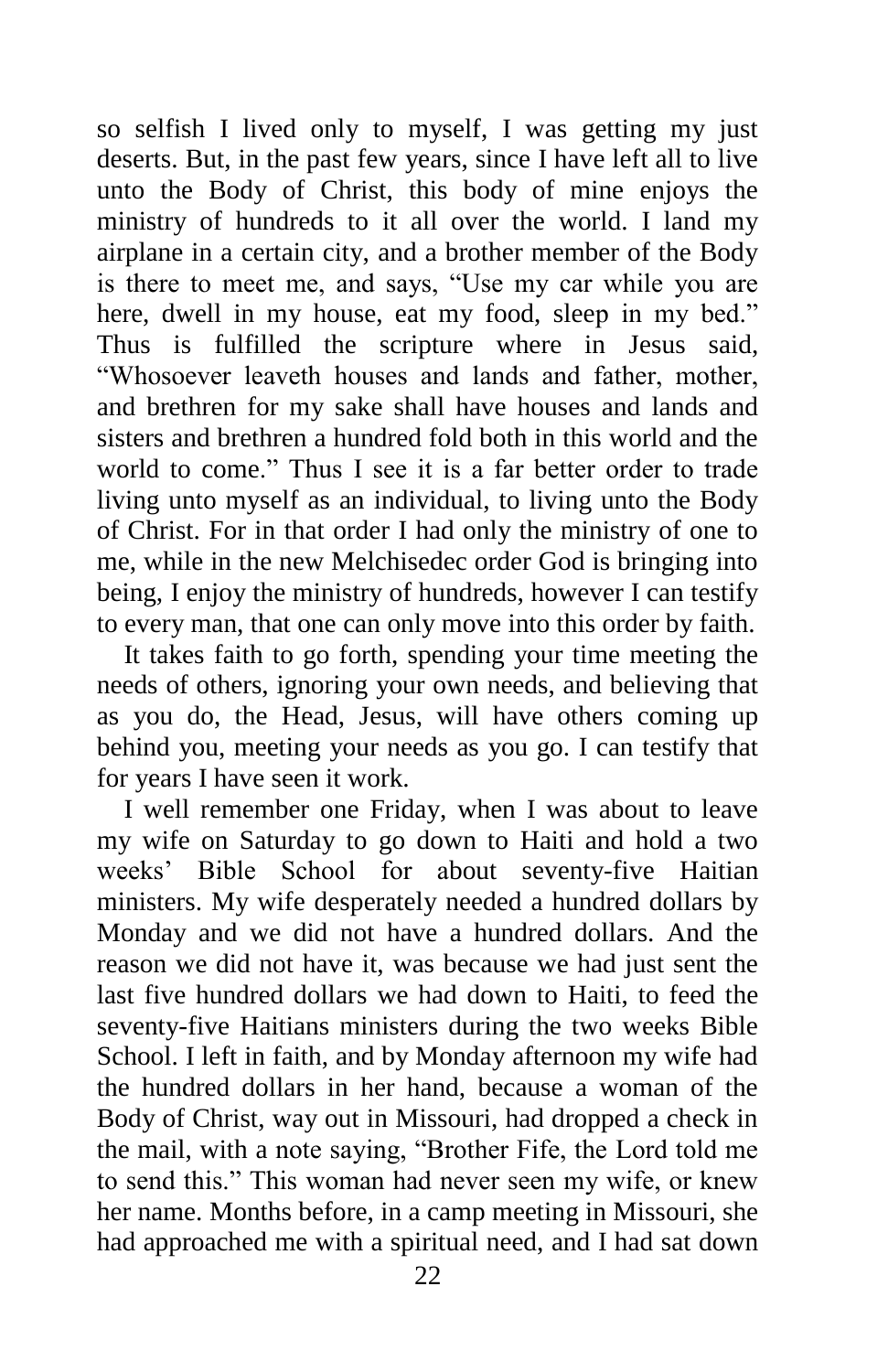so selfish I lived only to myself, I was getting my just deserts. But, in the past few years, since I have left all to live unto the Body of Christ, this body of mine enjoys the ministry of hundreds to it all over the world. I land my airplane in a certain city, and a brother member of the Body is there to meet me, and says, "Use my car while you are here, dwell in my house, eat my food, sleep in my bed." Thus is fulfilled the scripture where in Jesus said, "Whosoever leaveth houses and lands and father, mother, and brethren for my sake shall have houses and lands and sisters and brethren a hundred fold both in this world and the world to come." Thus I see it is a far better order to trade living unto myself as an individual, to living unto the Body of Christ. For in that order I had only the ministry of one to me, while in the new Melchisedec order God is bringing into being, I enjoy the ministry of hundreds, however I can testify to every man, that one can only move into this order by faith.

It takes faith to go forth, spending your time meeting the needs of others, ignoring your own needs, and believing that as you do, the Head, Jesus, will have others coming up behind you, meeting your needs as you go. I can testify that for years I have seen it work.

I well remember one Friday, when I was about to leave my wife on Saturday to go down to Haiti and hold a two weeks' Bible School for about seventy-five Haitian ministers. My wife desperately needed a hundred dollars by Monday and we did not have a hundred dollars. And the reason we did not have it, was because we had just sent the last five hundred dollars we had down to Haiti, to feed the seventy-five Haitians ministers during the two weeks Bible School. I left in faith, and by Monday afternoon my wife had the hundred dollars in her hand, because a woman of the Body of Christ, way out in Missouri, had dropped a check in the mail, with a note saying, "Brother Fife, the Lord told me to send this." This woman had never seen my wife, or knew her name. Months before, in a camp meeting in Missouri, she had approached me with a spiritual need, and I had sat down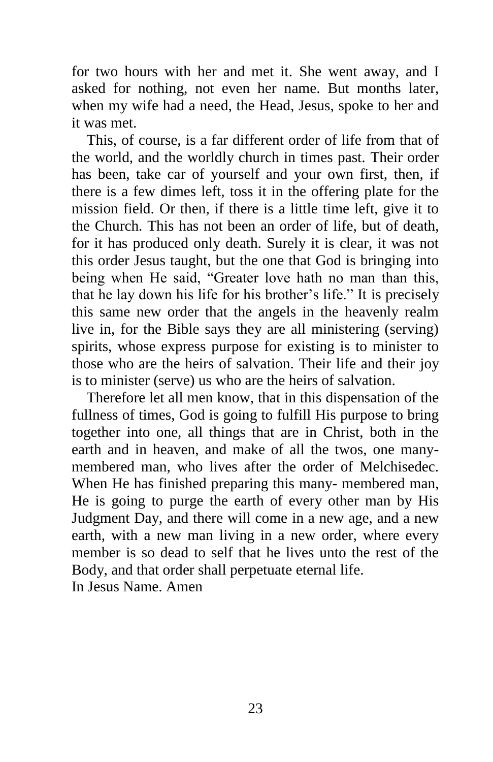for two hours with her and met it. She went away, and I asked for nothing, not even her name. But months later, when my wife had a need, the Head, Jesus, spoke to her and it was met.

This, of course, is a far different order of life from that of the world, and the worldly church in times past. Their order has been, take car of yourself and your own first, then, if there is a few dimes left, toss it in the offering plate for the mission field. Or then, if there is a little time left, give it to the Church. This has not been an order of life, but of death, for it has produced only death. Surely it is clear, it was not this order Jesus taught, but the one that God is bringing into being when He said, "Greater love hath no man than this, that he lay down his life for his brother's life." It is precisely this same new order that the angels in the heavenly realm live in, for the Bible says they are all ministering (serving) spirits, whose express purpose for existing is to minister to those who are the heirs of salvation. Their life and their joy is to minister (serve) us who are the heirs of salvation.

Therefore let all men know, that in this dispensation of the fullness of times, God is going to fulfill His purpose to bring together into one, all things that are in Christ, both in the earth and in heaven, and make of all the twos, one many-membered man, who lives after the order of Melchisedec. When He has finished preparing this many- membered man, He is going to purge the earth of every other man by His Judgment Day, and there will come in a new age, and a new earth, with a new man living in a new order, where every member is so dead to self that he lives unto the rest of the Body, and that order shall perpetuate eternal life.
In Jesus Name. Amen